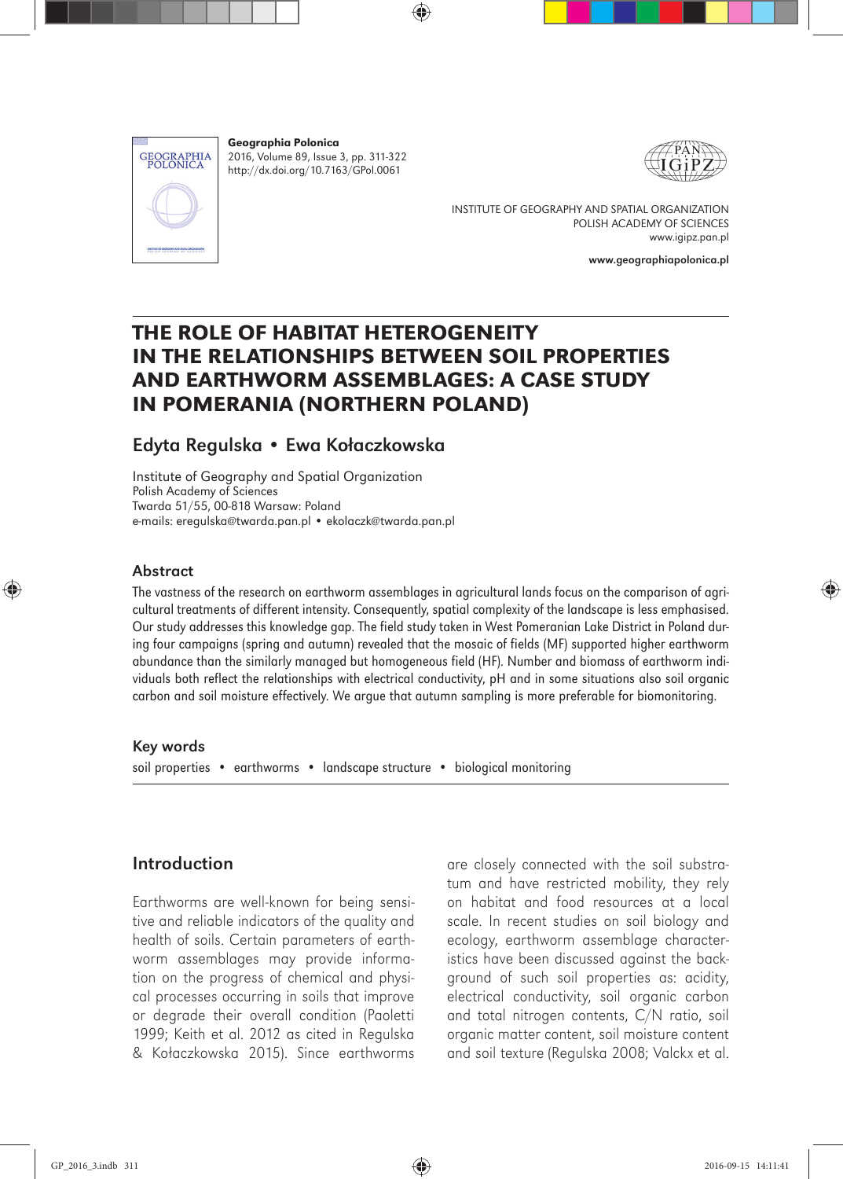Geographia Polonica
2016, Volume 89, Issue 3, pp. 311-322
http://dx.doi.org/10.7163/GPol.0061

INSTITUTE OF GEOGRAPHY AND SPATIAL ORGANIZATION
POLISH ACADEMY OF SCIENCES
www.igipz.pan.pl

www.geographiapolonica.pl

# THE ROLE OF HABITAT HETEROGENEITY IN THE RELATIONSHIPS BETWEEN SOIL PROPERTIES AND EARTHWORM ASSEMBLAGES: A CASE STUDY IN POMERANIA (NORTHERN POLAND)

## Edyta Regulska • Ewa Kołaczkowska

Institute of Geography and Spatial Organization
Polish Academy of Sciences
Twarda 51/55, 00-818 Warsaw: Poland
e-mails: eregulska@twarda.pan.pl • ekolaczk@twarda.pan.pl

### Abstract

The vastness of the research on earthworm assemblages in agricultural lands focus on the comparison of agricultural treatments of different intensity. Consequently, spatial complexity of the landscape is less emphasised. Our study addresses this knowledge gap. The field study taken in West Pomeranian Lake District in Poland during four campaigns (spring and autumn) revealed that the mosaic of fields (MF) supported higher earthworm abundance than the similarly managed but homogeneous field (HF). Number and biomass of earthworm individuals both reflect the relationships with electrical conductivity, pH and in some situations also soil organic carbon and soil moisture effectively. We argue that autumn sampling is more preferable for biomonitoring.

### Key words

soil properties • earthworms • landscape structure • biological monitoring

## Introduction

Earthworms are well-known for being sensitive and reliable indicators of the quality and health of soils. Certain parameters of earthworm assemblages may provide information on the progress of chemical and physical processes occurring in soils that improve or degrade their overall condition (Paoletti 1999; Keith et al. 2012 as cited in Regulska & Kołaczkowska 2015). Since earthworms are closely connected with the soil substratum and have restricted mobility, they rely on habitat and food resources at a local scale. In recent studies on soil biology and ecology, earthworm assemblage characteristics have been discussed against the background of such soil properties as: acidity, electrical conductivity, soil organic carbon and total nitrogen contents, C/N ratio, soil organic matter content, soil moisture content and soil texture (Regulska 2008; Valckx et al.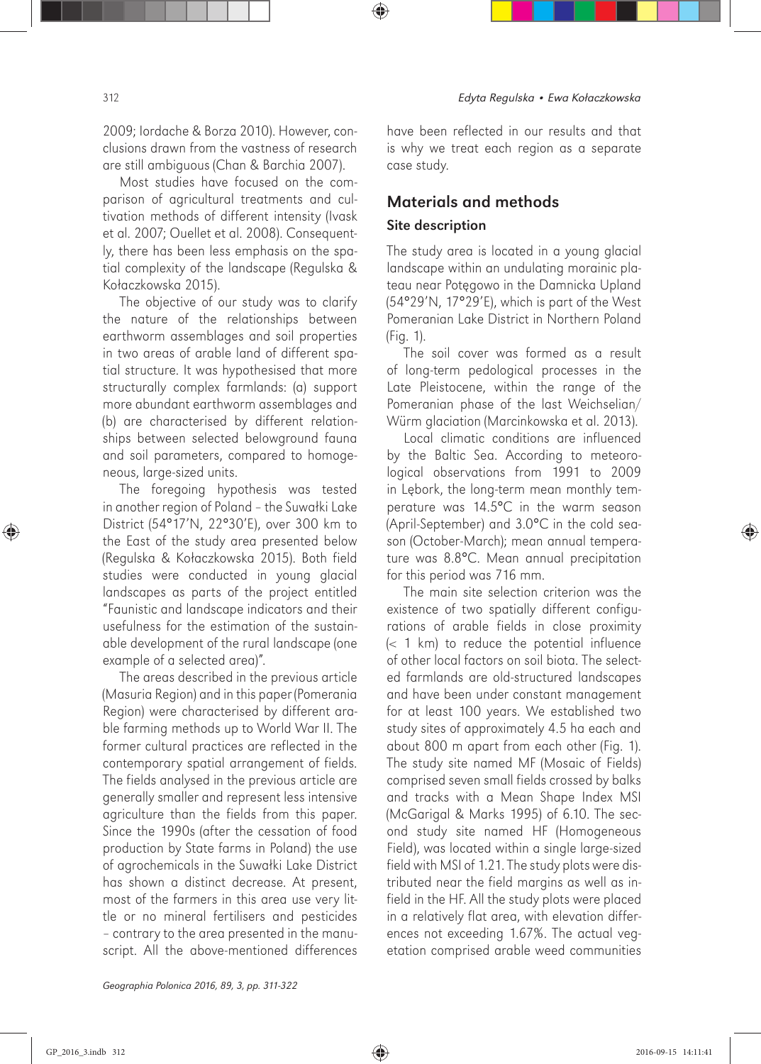2009; Iordache & Borza 2010). However, conclusions drawn from the vastness of research are still ambiguous (Chan & Barchia 2007).

Most studies have focused on the comparison of agricultural treatments and cultivation methods of different intensity (Ivask et al. 2007; Ouellet et al. 2008). Consequently, there has been less emphasis on the spatial complexity of the landscape (Regulska & Kołaczkowska 2015).

The objective of our study was to clarify the nature of the relationships between earthworm assemblages and soil properties in two areas of arable land of different spatial structure. It was hypothesised that more structurally complex farmlands: (a) support more abundant earthworm assemblages and (b) are characterised by different relationships between selected belowground fauna and soil parameters, compared to homogeneous, large-sized units.

The foregoing hypothesis was tested in another region of Poland – the Suwałki Lake District (54°17'N, 22°30'E), over 300 km to the East of the study area presented below (Regulska & Kołaczkowska 2015). Both field studies were conducted in young glacial landscapes as parts of the project entitled "Faunistic and landscape indicators and their usefulness for the estimation of the sustainable development of the rural landscape (one example of a selected area)".

The areas described in the previous article (Masuria Region) and in this paper (Pomerania Region) were characterised by different arable farming methods up to World War II. The former cultural practices are reflected in the contemporary spatial arrangement of fields. The fields analysed in the previous article are generally smaller and represent less intensive agriculture than the fields from this paper. Since the 1990s (after the cessation of food production by State farms in Poland) the use of agrochemicals in the Suwałki Lake District has shown a distinct decrease. At present, most of the farmers in this area use very little or no mineral fertilisers and pesticides – contrary to the area presented in the manuscript. All the above-mentioned differences have been reflected in our results and that is why we treat each region as a separate case study.

## Materials and methods

### Site description

The study area is located in a young glacial landscape within an undulating morainic plateau near Potęgowo in the Damnicka Upland (54°29'N, 17°29'E), which is part of the West Pomeranian Lake District in Northern Poland (Fig. 1).

The soil cover was formed as a result of long-term pedological processes in the Late Pleistocene, within the range of the Pomeranian phase of the last Weichselian/Würm glaciation (Marcinkowska et al. 2013).

Local climatic conditions are influenced by the Baltic Sea. According to meteorological observations from 1991 to 2009 in Lębork, the long-term mean monthly temperature was 14.5°C in the warm season (April-September) and 3.0°C in the cold season (October-March); mean annual temperature was 8.8°C. Mean annual precipitation for this period was 716 mm.

The main site selection criterion was the existence of two spatially different configurations of arable fields in close proximity (< 1 km) to reduce the potential influence of other local factors on soil biota. The selected farmlands are old-structured landscapes and have been under constant management for at least 100 years. We established two study sites of approximately 4.5 ha each and about 800 m apart from each other (Fig. 1). The study site named MF (Mosaic of Fields) comprised seven small fields crossed by balks and tracks with a Mean Shape Index MSI (McGarigal & Marks 1995) of 6.10. The second study site named HF (Homogeneous Field), was located within a single large-sized field with MSI of 1.21. The study plots were distributed near the field margins as well as in-field in the HF. All the study plots were placed in a relatively flat area, with elevation differences not exceeding 1.67%. The actual vegetation comprised arable weed communities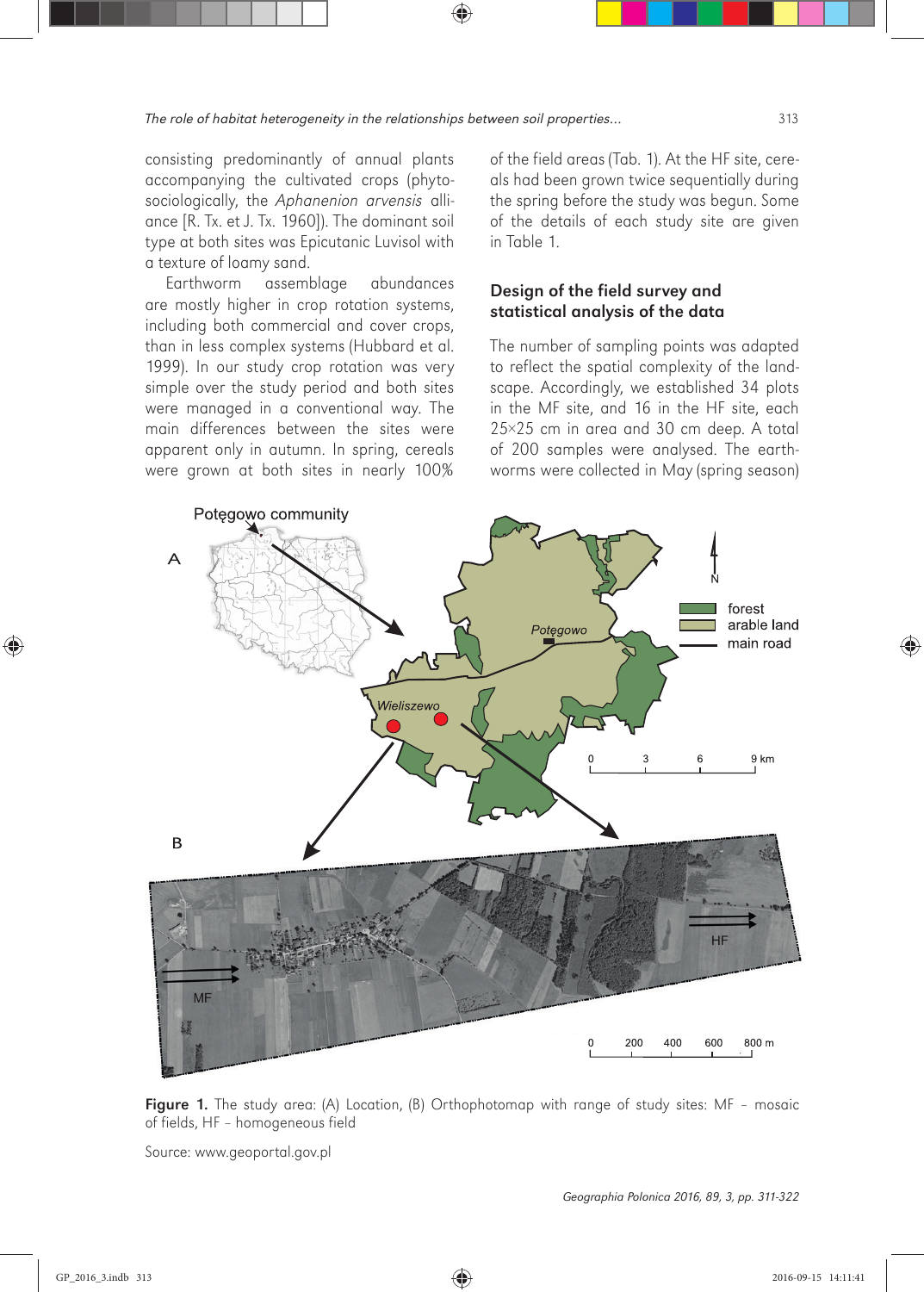consisting predominantly of annual plants accompanying the cultivated crops (phytosociologically, the *Aphanenion arvensis* alliance [R. Tx. et J. Tx. 1960]). The dominant soil type at both sites was Epicutanic Luvisol with a texture of loamy sand.

Earthworm assemblage abundances are mostly higher in crop rotation systems, including both commercial and cover crops, than in less complex systems (Hubbard et al. 1999). In our study crop rotation was very simple over the study period and both sites were managed in a conventional way. The main differences between the sites were apparent only in autumn. In spring, cereals were grown at both sites in nearly 100% of the field areas (Tab. 1). At the HF site, cereals had been grown twice sequentially during the spring before the study was begun. Some of the details of each study site are given in Table 1.

## Design of the field survey and statistical analysis of the data

The number of sampling points was adapted to reflect the spatial complexity of the landscape. Accordingly, we established 34 plots in the MF site, and 16 in the HF site, each 25×25 cm in area and 30 cm deep. A total of 200 samples were analysed. The earthworms were collected in May (spring season)

**Figure 1.** The study area: (A) Location, (B) Orthophotomap with range of study sites: MF – mosaic of fields, HF – homogeneous field

Source: www.geoportal.gov.pl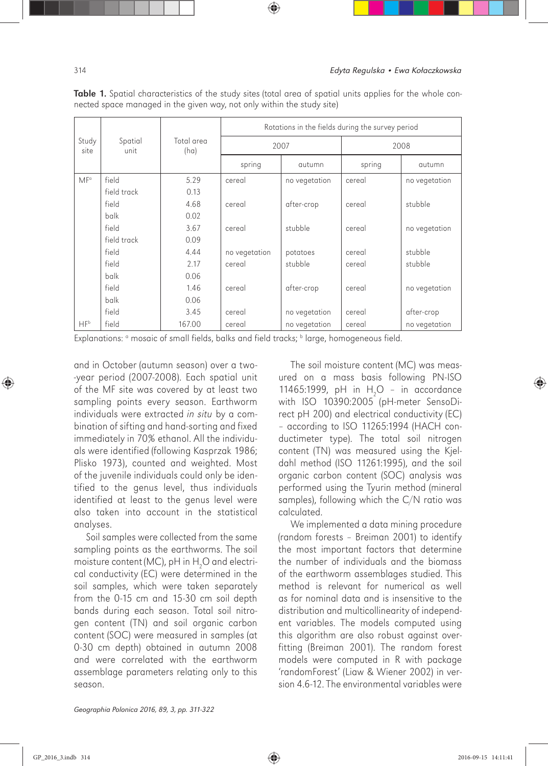**Table 1.** Spatial characteristics of the study sites (total area of spatial units applies for the whole connected space managed in the given way, not only within the study site)

| Study site | Spatial unit | Total area (ha) | Rotations in the fields during the survey period | | | |
|---|---|---|---|---|---|---|
| | | | 2007 | | 2008 | |
| | | | spring | autumn | spring | autumn |
| MF[a] | field | 5.29 | cereal | no vegetation | cereal | no vegetation |
| | field track | 0.13 | | | | |
| | field | 4.68 | cereal | after-crop | cereal | stubble |
| | balk | 0.02 | | | | |
| | field | 3.67 | cereal | stubble | cereal | no vegetation |
| | field track | 0.09 | | | | |
| | field | 4.44 | no vegetation | potatoes | cereal | stubble |
| | field | 2.17 | cereal | stubble | cereal | stubble |
| | balk | 0.06 | | | | |
| | field | 1.46 | cereal | after-crop | cereal | no vegetation |
| | balk | 0.06 | | | | |
| | field | 3.45 | cereal | no vegetation | cereal | after-crop |
| HF[b] | field | 167.00 | cereal | no vegetation | cereal | no vegetation |

Explanations: [a] mosaic of small fields, balks and field tracks; [b] large, homogeneous field.

and in October (autumn season) over a two-year period (2007-2008). Each spatial unit of the MF site was covered by at least two sampling points every season. Earthworm individuals were extracted *in situ* by a combination of sifting and hand-sorting and fixed immediately in 70% ethanol. All the individuals were identified (following Kasprzak 1986; Plisko 1973), counted and weighted. Most of the juvenile individuals could only be identified to the genus level, thus individuals identified at least to the genus level were also taken into account in the statistical analyses.

Soil samples were collected from the same sampling points as the earthworms. The soil moisture content (MC), pH in $H_2O$ and electrical conductivity (EC) were determined in the soil samples, which were taken separately from the 0-15 cm and 15-30 cm soil depth bands during each season. Total soil nitrogen content (TN) and soil organic carbon content (SOC) were measured in samples (at 0-30 cm depth) obtained in autumn 2008 and were correlated with the earthworm assemblage parameters relating only to this season.

The soil moisture content (MC) was measured on a mass basis following PN-ISO 11465:1999, pH in $H_2O$ – in accordance with ISO 10390:2005 (pH-meter SensoDirect pH 200) and electrical conductivity (EC) – according to ISO 11265:1994 (HACH conductimeter type). The total soil nitrogen content (TN) was measured using the Kjeldahl method (ISO 11261:1995), and the soil organic carbon content (SOC) analysis was performed using the Tyurin method (mineral samples), following which the C/N ratio was calculated.

We implemented a data mining procedure (random forests – Breiman 2001) to identify the most important factors that determine the number of individuals and the biomass of the earthworm assemblages studied. This method is relevant for numerical as well as for nominal data and is insensitive to the distribution and multicollinearity of independent variables. The models computed using this algorithm are also robust against overfitting (Breiman 2001). The random forest models were computed in R with package 'randomForest' (Liaw & Wiener 2002) in version 4.6-12. The environmental variables were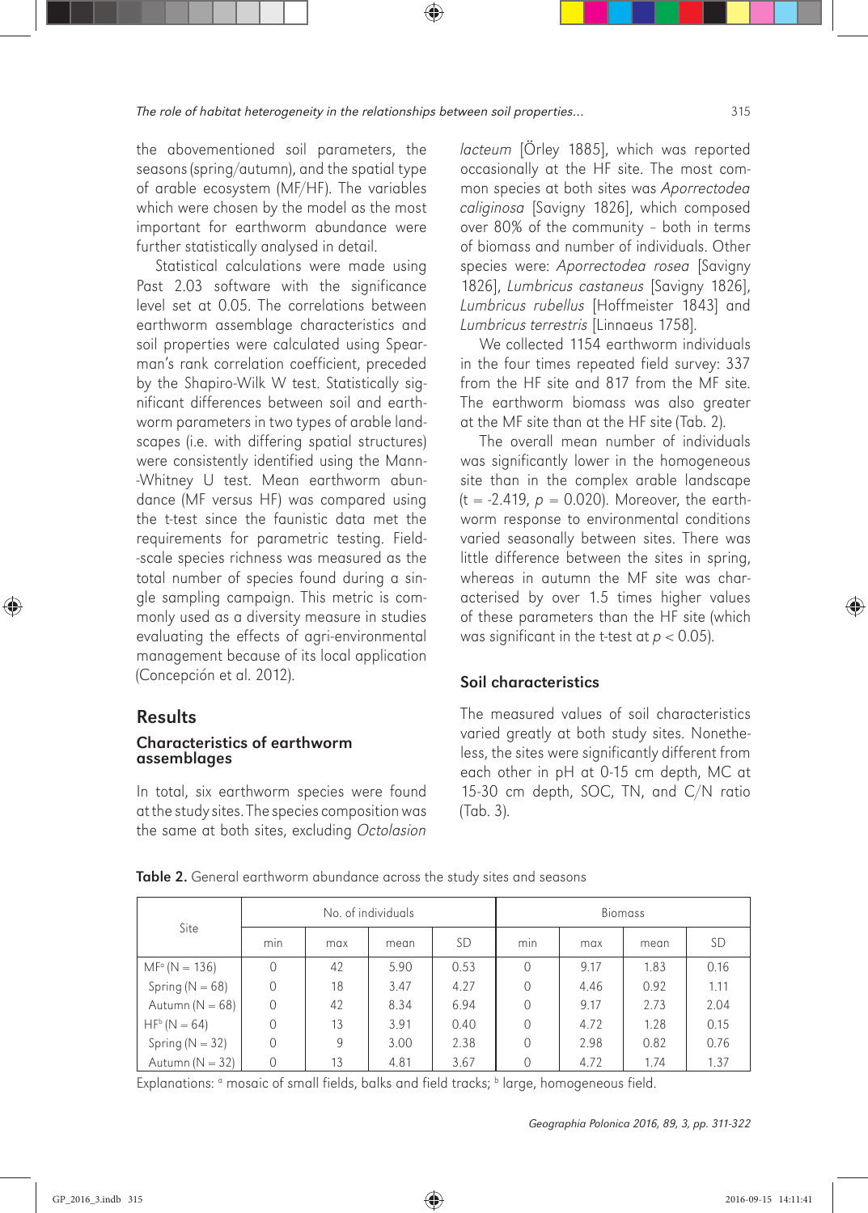the abovementioned soil parameters, the seasons (spring/autumn), and the spatial type of arable ecosystem (MF/HF). The variables which were chosen by the model as the most important for earthworm abundance were further statistically analysed in detail.

Statistical calculations were made using Past 2.03 software with the significance level set at 0.05. The correlations between earthworm assemblage characteristics and soil properties were calculated using Spearman's rank correlation coefficient, preceded by the Shapiro-Wilk W test. Statistically significant differences between soil and earthworm parameters in two types of arable landscapes (i.e. with differing spatial structures) were consistently identified using the Mann-Whitney U test. Mean earthworm abundance (MF versus HF) was compared using the t-test since the faunistic data met the requirements for parametric testing. Field-scale species richness was measured as the total number of species found during a single sampling campaign. This metric is commonly used as a diversity measure in studies evaluating the effects of agri-environmental management because of its local application (Concepción et al. 2012).

## Results

### Characteristics of earthworm assemblages

In total, six earthworm species were found at the study sites. The species composition was the same at both sites, excluding *Octolasion lacteum* [Örley 1885], which was reported occasionally at the HF site. The most common species at both sites was *Aporrectodea caliginosa* [Savigny 1826], which composed over 80% of the community – both in terms of biomass and number of individuals. Other species were: *Aporrectodea rosea* [Savigny 1826], *Lumbricus castaneus* [Savigny 1826], *Lumbricus rubellus* [Hoffmeister 1843] and *Lumbricus terrestris* [Linnaeus 1758].

We collected 1154 earthworm individuals in the four times repeated field survey: 337 from the HF site and 817 from the MF site. The earthworm biomass was also greater at the MF site than at the HF site (Tab. 2).

The overall mean number of individuals was significantly lower in the homogeneous site than in the complex arable landscape ($t = -2.419$, $p = 0.020$). Moreover, the earthworm response to environmental conditions varied seasonally between sites. There was little difference between the sites in spring, whereas in autumn the MF site was characterised by over 1.5 times higher values of these parameters than the HF site (which was significant in the t-test at $p < 0.05$).

## Soil characteristics

The measured values of soil characteristics varied greatly at both study sites. Nonetheless, the sites were significantly different from each other in pH at 0-15 cm depth, MC at 15-30 cm depth, SOC, TN, and C/N ratio (Tab. 3).

**Table 2.** General earthworm abundance across the study sites and seasons

| Site | No. of individuals | | | | Biomass | | | |
|---|---|---|---|---|---|---|---|---|
| | min | max | mean | SD | min | max | mean | SD |
| MF[a] (N = 136) | 0 | 42 | 5.90 | 0.53 | 0 | 9.17 | 1.83 | 0.16 |
| Spring (N = 68) | 0 | 18 | 3.47 | 4.27 | 0 | 4.46 | 0.92 | 1.11 |
| Autumn (N = 68) | 0 | 42 | 8.34 | 6.94 | 0 | 9.17 | 2.73 | 2.04 |
| HF[b] (N = 64) | 0 | 13 | 3.91 | 0.40 | 0 | 4.72 | 1.28 | 0.15 |
| Spring (N = 32) | 0 | 9 | 3.00 | 2.38 | 0 | 2.98 | 0.82 | 0.76 |
| Autumn (N = 32) | 0 | 13 | 4.81 | 3.67 | 0 | 4.72 | 1.74 | 1.37 |

Explanations: [a] mosaic of small fields, balks and field tracks; [b] large, homogeneous field.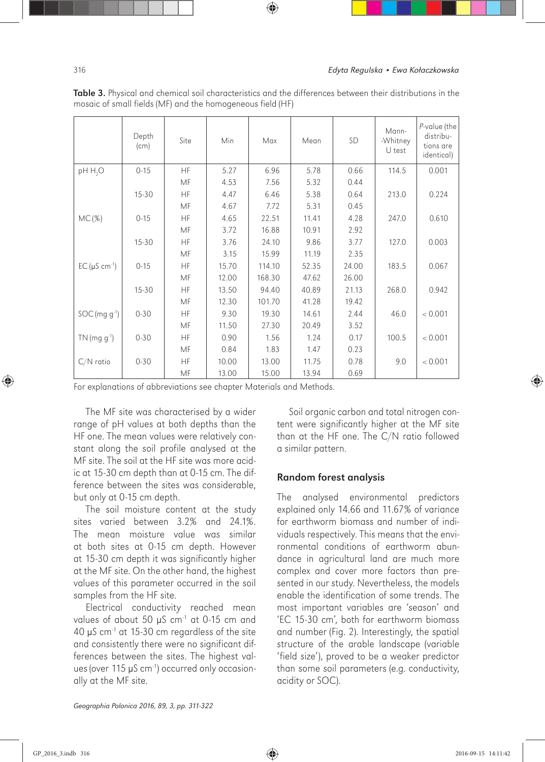**Table 3.** Physical and chemical soil characteristics and the differences between their distributions in the mosaic of small fields (MF) and the homogeneous field (HF)

| | Depth (cm) | Site | Min | Max | Mean | SD | Mann-Whitney U test | *P*-value (the distributions are identical) |
|---|---|---|---|---|---|---|---|---|
| pH $H_2O$ | 0-15 | HF | 5.27 | 6.96 | 5.78 | 0.66 | 114.5 | 0.001 |
| | | MF | 4.53 | 7.56 | 5.32 | 0.44 | | |
| | 15-30 | HF | 4.47 | 6.46 | 5.38 | 0.64 | 213.0 | 0.224 |
| | | MF | 4.67 | 7.72 | 5.31 | 0.45 | | |
| MC (%) | 0-15 | HF | 4.65 | 22.51 | 11.41 | 4.28 | 247.0 | 0.610 |
| | | MF | 3.72 | 16.88 | 10.91 | 2.92 | | |
| | 15-30 | HF | 3.76 | 24.10 | 9.86 | 3.77 | 127.0 | 0.003 |
| | | MF | 3.15 | 15.99 | 11.19 | 2.35 | | |
| EC (µS $cm^{-1}$) | 0-15 | HF | 15.70 | 114.10 | 52.35 | 24.00 | 183.5 | 0.067 |
| | | MF | 12.00 | 168.30 | 47.62 | 26.00 | | |
| | 15-30 | HF | 13.50 | 94.40 | 40.89 | 21.13 | 268.0 | 0.942 |
| | | MF | 12.30 | 101.70 | 41.28 | 19.42 | | |
| SOC (mg $g^{-1}$) | 0-30 | HF | 9.30 | 19.30 | 14.61 | 2.44 | 46.0 | < 0.001 |
| | | MF | 11.50 | 27.30 | 20.49 | 3.52 | | |
| TN (mg $g^{-1}$) | 0-30 | HF | 0.90 | 1.56 | 1.24 | 0.17 | 100.5 | < 0.001 |
| | | MF | 0.84 | 1.83 | 1.47 | 0.23 | | |
| C/N ratio | 0-30 | HF | 10.00 | 13.00 | 11.75 | 0.78 | 9.0 | < 0.001 |
| | | MF | 13.00 | 15.00 | 13.94 | 0.69 | | |

For explanations of abbreviations see chapter Materials and Methods.

The MF site was characterised by a wider range of pH values at both depths than the HF one. The mean values were relatively constant along the soil profile analysed at the MF site. The soil at the HF site was more acidic at 15-30 cm depth than at 0-15 cm. The difference between the sites was considerable, but only at 0-15 cm depth.

The soil moisture content at the study sites varied between 3.2% and 24.1%. The mean moisture value was similar at both sites at 0-15 cm depth. However at 15-30 cm depth it was significantly higher at the MF site. On the other hand, the highest values of this parameter occurred in the soil samples from the HF site.

Electrical conductivity reached mean values of about 50 µS $cm^{-1}$ at 0-15 cm and 40 µS $cm^{-1}$ at 15-30 cm regardless of the site and consistently there were no significant differences between the sites. The highest values (over 115 µS $cm^{-1}$) occurred only occasionally at the MF site.

Soil organic carbon and total nitrogen content were significantly higher at the MF site than at the HF one. The C/N ratio followed a similar pattern.

## Random forest analysis

The analysed environmental predictors explained only 14.66 and 11.67% of variance for earthworm biomass and number of individuals respectively. This means that the environmental conditions of earthworm abundance in agricultural land are much more complex and cover more factors than presented in our study. Nevertheless, the models enable the identification of some trends. The most important variables are 'season' and 'EC 15-30 cm', both for earthworm biomass and number (Fig. 2). Interestingly, the spatial structure of the arable landscape (variable 'field size'), proved to be a weaker predictor than some soil parameters (e.g. conductivity, acidity or SOC).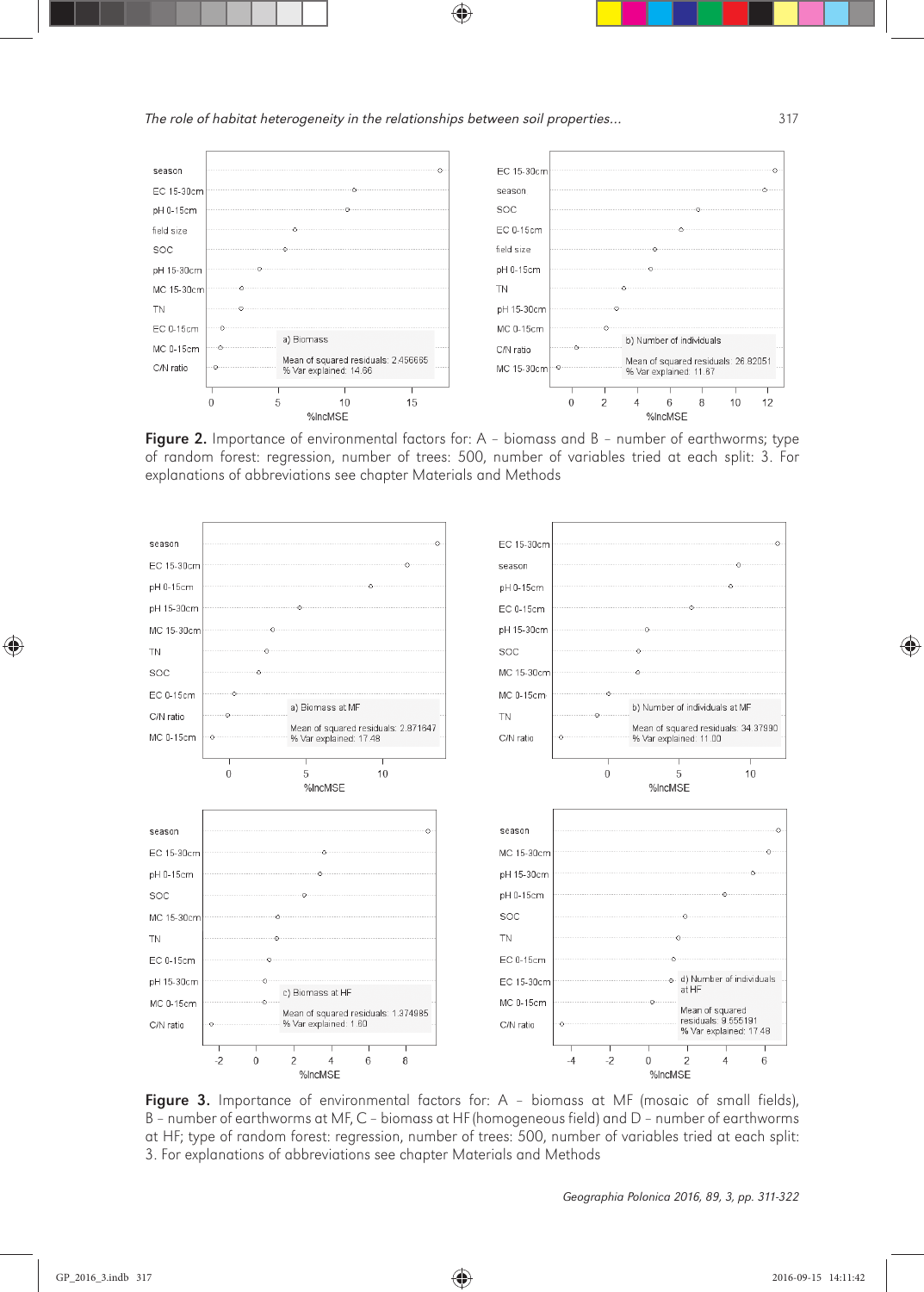Figure 2. Importance of environmental factors for: A – biomass and B – number of earthworms; type of random forest: regression, number of trees: 500, number of variables tried at each split: 3. For explanations of abbreviations see chapter Materials and Methods

Figure 3. Importance of environmental factors for: A – biomass at MF (mosaic of small fields), B – number of earthworms at MF, C – biomass at HF (homogeneous field) and D – number of earthworms at HF; type of random forest: regression, number of trees: 500, number of variables tried at each split: 3. For explanations of abbreviations see chapter Materials and Methods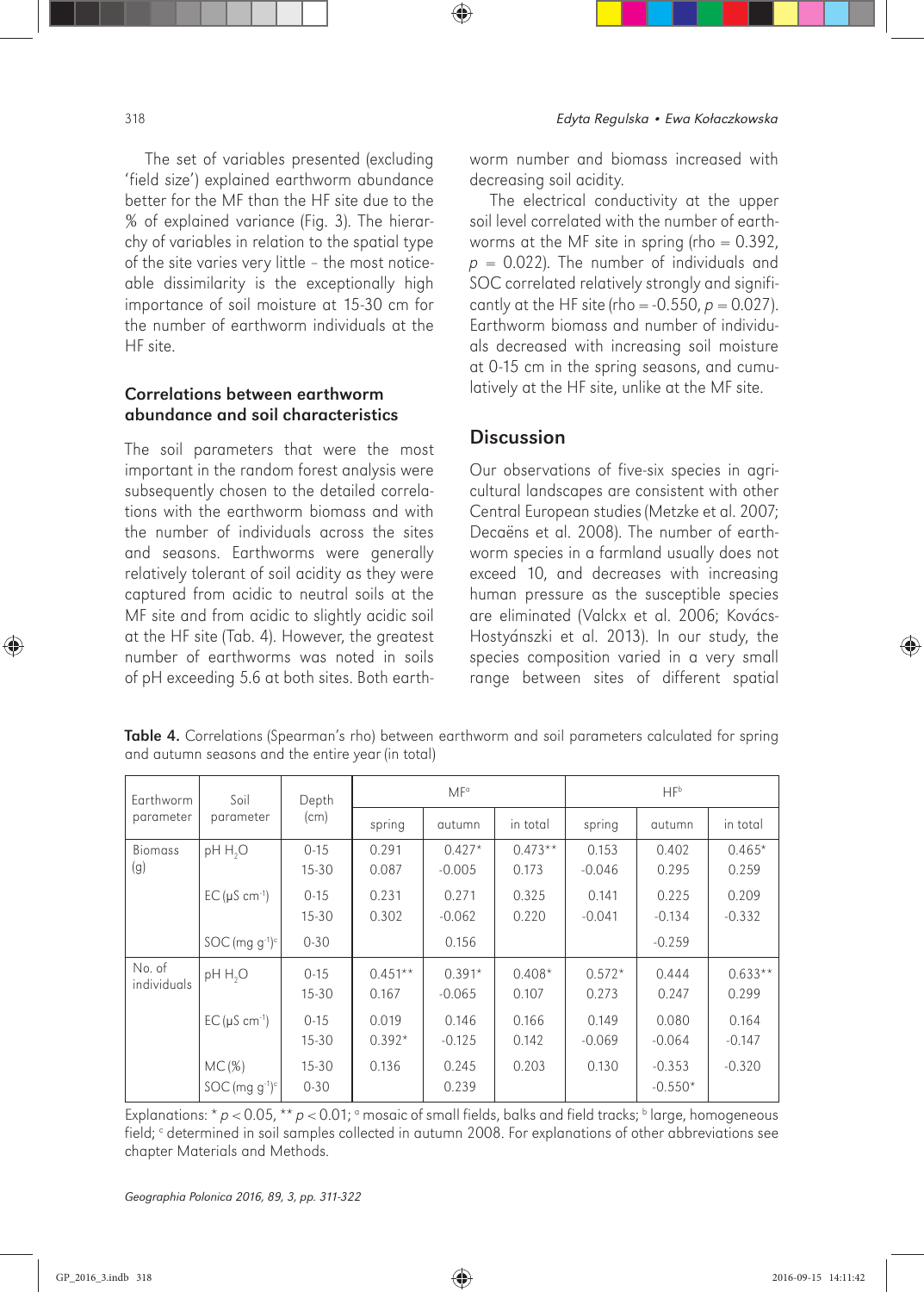The set of variables presented (excluding 'field size') explained earthworm abundance better for the MF than the HF site due to the % of explained variance (Fig. 3). The hierarchy of variables in relation to the spatial type of the site varies very little – the most noticeable dissimilarity is the exceptionally high importance of soil moisture at 15-30 cm for the number of earthworm individuals at the HF site.

### Correlations between earthworm abundance and soil characteristics

The soil parameters that were the most important in the random forest analysis were subsequently chosen to the detailed correlations with the earthworm biomass and with the number of individuals across the sites and seasons. Earthworms were generally relatively tolerant of soil acidity as they were captured from acidic to neutral soils at the MF site and from acidic to slightly acidic soil at the HF site (Tab. 4). However, the greatest number of earthworms was noted in soils of pH exceeding 5.6 at both sites. Both earthworm number and biomass increased with decreasing soil acidity.

The electrical conductivity at the upper soil level correlated with the number of earthworms at the MF site in spring (rho = 0.392, $p = 0.022$). The number of individuals and SOC correlated relatively strongly and significantly at the HF site (rho = -0.550, $p = 0.027$). Earthworm biomass and number of individuals decreased with increasing soil moisture at 0-15 cm in the spring seasons, and cumulatively at the HF site, unlike at the MF site.

## Discussion

Our observations of five-six species in agricultural landscapes are consistent with other Central European studies (Metzke et al. 2007; Decaëns et al. 2008). The number of earthworm species in a farmland usually does not exceed 10, and decreases with increasing human pressure as the susceptible species are eliminated (Valckx et al. 2006; Kovács-Hostyánszki et al. 2013). In our study, the species composition varied in a very small range between sites of different spatial

**Table 4.** Correlations (Spearman's rho) between earthworm and soil parameters calculated for spring and autumn seasons and the entire year (in total)

| Earthworm parameter | Soil parameter | Depth (cm) | MF[a] | | | HF[b] | | |
|---|---|---|---|---|---|---|---|---|
| | | | spring | autumn | in total | spring | autumn | in total |
| Biomass (g) | pH $H_2O$ | 0-15 | 0.291 | 0.427* | 0.473** | 0.153 | 0.402 | 0.465* |
| | | 15-30 | 0.087 | -0.005 | 0.173 | -0.046 | 0.295 | 0.259 |
| | EC (μS cm$^{-1}$) | 0-15 | 0.231 | 0.271 | 0.325 | 0.141 | 0.225 | 0.209 |
| | | 15-30 | 0.302 | -0.062 | 0.220 | -0.041 | -0.134 | -0.332 |
| | SOC (mg g$^{-1}$)[c] | 0-30 | | 0.156 | | | -0.259 | |
| No. of individuals | pH $H_2O$ | 0-15 | 0.451** | 0.391* | 0.408* | 0.572* | 0.444 | 0.633** |
| | | 15-30 | 0.167 | -0.065 | 0.107 | 0.273 | 0.247 | 0.299 |
| | EC (μS cm$^{-1}$) | 0-15 | 0.019 | 0.146 | 0.166 | 0.149 | 0.080 | 0.164 |
| | | 15-30 | 0.392* | -0.125 | 0.142 | -0.069 | -0.064 | -0.147 |
| | MC (%) | 15-30 | 0.136 | 0.245 | 0.203 | 0.130 | -0.353 | -0.320 |
| | SOC (mg g$^{-1}$)[c] | 0-30 | | 0.239 | | | -0.550* | |

Explanations: * $p < 0.05$, ** $p < 0.01$; [a] mosaic of small fields, balks and field tracks; [b] large, homogeneous field; [c] determined in soil samples collected in autumn 2008. For explanations of other abbreviations see chapter Materials and Methods.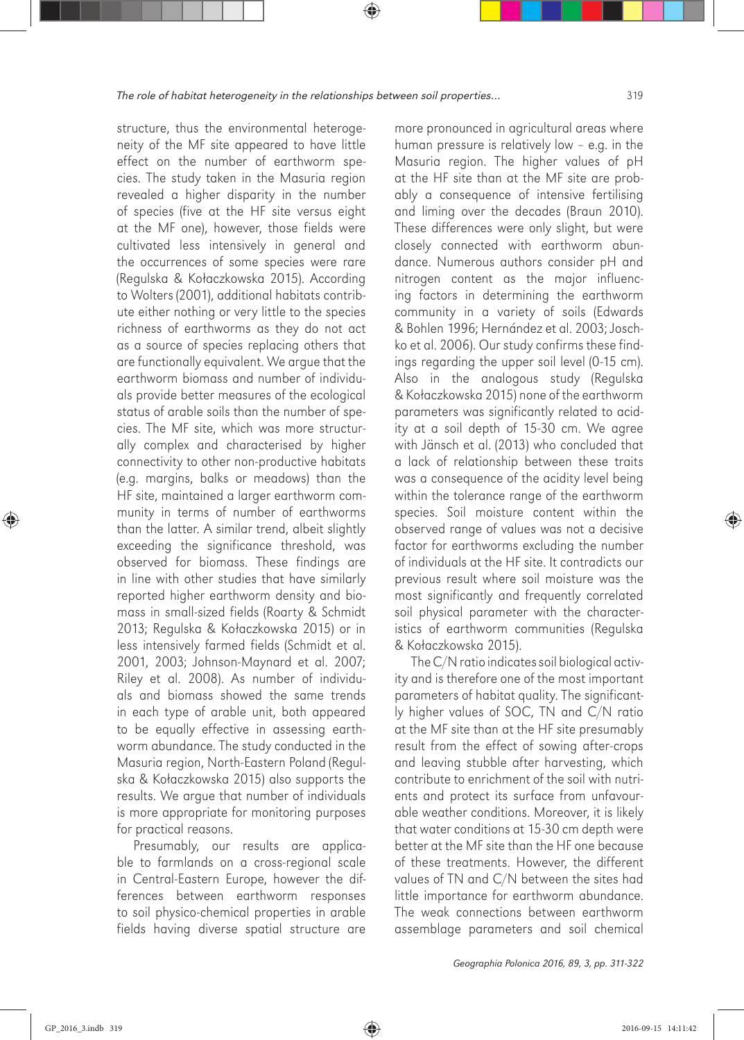structure, thus the environmental heterogeneity of the MF site appeared to have little effect on the number of earthworm species. The study taken in the Masuria region revealed a higher disparity in the number of species (five at the HF site versus eight at the MF one), however, those fields were cultivated less intensively in general and the occurrences of some species were rare (Regulska & Kołaczkowska 2015). According to Wolters (2001), additional habitats contribute either nothing or very little to the species richness of earthworms as they do not act as a source of species replacing others that are functionally equivalent. We argue that the earthworm biomass and number of individuals provide better measures of the ecological status of arable soils than the number of species. The MF site, which was more structurally complex and characterised by higher connectivity to other non-productive habitats (e.g. margins, balks or meadows) than the HF site, maintained a larger earthworm community in terms of number of earthworms than the latter. A similar trend, albeit slightly exceeding the significance threshold, was observed for biomass. These findings are in line with other studies that have similarly reported higher earthworm density and biomass in small-sized fields (Roarty & Schmidt 2013; Regulska & Kołaczkowska 2015) or in less intensively farmed fields (Schmidt et al. 2001, 2003; Johnson-Maynard et al. 2007; Riley et al. 2008). As number of individuals and biomass showed the same trends in each type of arable unit, both appeared to be equally effective in assessing earthworm abundance. The study conducted in the Masuria region, North-Eastern Poland (Regulska & Kołaczkowska 2015) also supports the results. We argue that number of individuals is more appropriate for monitoring purposes for practical reasons.

Presumably, our results are applicable to farmlands on a cross-regional scale in Central-Eastern Europe, however the differences between earthworm responses to soil physico-chemical properties in arable fields having diverse spatial structure are more pronounced in agricultural areas where human pressure is relatively low – e.g. in the Masuria region. The higher values of pH at the HF site than at the MF site are probably a consequence of intensive fertilising and liming over the decades (Braun 2010). These differences were only slight, but were closely connected with earthworm abundance. Numerous authors consider pH and nitrogen content as the major influencing factors in determining the earthworm community in a variety of soils (Edwards & Bohlen 1996; Hernández et al. 2003; Joschko et al. 2006). Our study confirms these findings regarding the upper soil level (0-15 cm). Also in the analogous study (Regulska & Kołaczkowska 2015) none of the earthworm parameters was significantly related to acidity at a soil depth of 15-30 cm. We agree with Jänsch et al. (2013) who concluded that a lack of relationship between these traits was a consequence of the acidity level being within the tolerance range of the earthworm species. Soil moisture content within the observed range of values was not a decisive factor for earthworms excluding the number of individuals at the HF site. It contradicts our previous result where soil moisture was the most significantly and frequently correlated soil physical parameter with the characteristics of earthworm communities (Regulska & Kołaczkowska 2015).

The C/N ratio indicates soil biological activity and is therefore one of the most important parameters of habitat quality. The significantly higher values of SOC, TN and C/N ratio at the MF site than at the HF site presumably result from the effect of sowing after-crops and leaving stubble after harvesting, which contribute to enrichment of the soil with nutrients and protect its surface from unfavourable weather conditions. Moreover, it is likely that water conditions at 15-30 cm depth were better at the MF site than the HF one because of these treatments. However, the different values of TN and C/N between the sites had little importance for earthworm abundance. The weak connections between earthworm assemblage parameters and soil chemical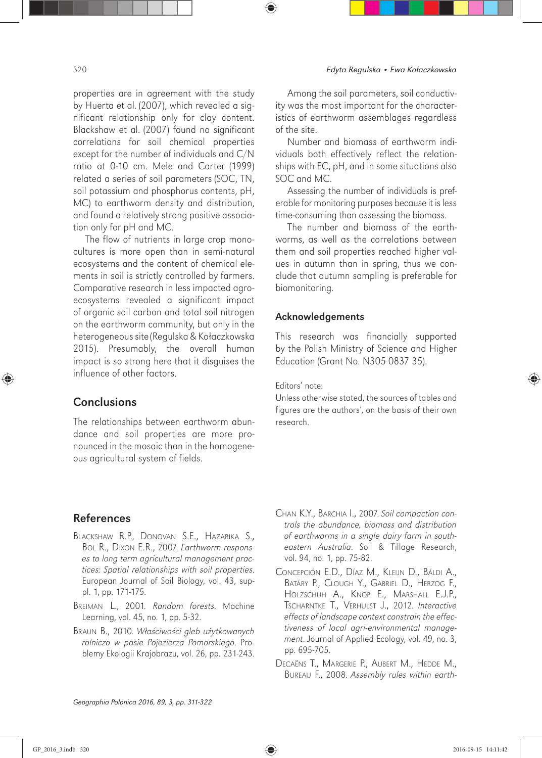properties are in agreement with the study by Huerta et al. (2007), which revealed a significant relationship only for clay content. Blackshaw et al. (2007) found no significant correlations for soil chemical properties except for the number of individuals and C/N ratio at 0-10 cm. Mele and Carter (1999) related a series of soil parameters (SOC, TN, soil potassium and phosphorus contents, pH, MC) to earthworm density and distribution, and found a relatively strong positive association only for pH and MC.

The flow of nutrients in large crop monocultures is more open than in semi-natural ecosystems and the content of chemical elements in soil is strictly controlled by farmers. Comparative research in less impacted agroecosystems revealed a significant impact of organic soil carbon and total soil nitrogen on the earthworm community, but only in the heterogeneous site (Regulska & Kołaczkowska 2015). Presumably, the overall human impact is so strong here that it disguises the influence of other factors.

## Conclusions

The relationships between earthworm abundance and soil properties are more pronounced in the mosaic than in the homogeneous agricultural system of fields.

Among the soil parameters, soil conductivity was the most important for the characteristics of earthworm assemblages regardless of the site.

Number and biomass of earthworm individuals both effectively reflect the relationships with EC, pH, and in some situations also SOC and MC.

Assessing the number of individuals is preferable for monitoring purposes because it is less time-consuming than assessing the biomass.

The number and biomass of the earthworms, as well as the correlations between them and soil properties reached higher values in autumn than in spring, thus we conclude that autumn sampling is preferable for biomonitoring.

## Acknowledgements

This research was financially supported by the Polish Ministry of Science and Higher Education (Grant No. N305 0837 35).

Editors' note:
Unless otherwise stated, the sources of tables and figures are the authors', on the basis of their own research.

## References

Blackshaw R.P., Donovan S.E., Hazarika S., Bol R., Dixon E.R., 2007. *Earthworm responses to long term agricultural management practices: Spatial relationships with soil properties*. European Journal of Soil Biology, vol. 43, suppl. 1, pp. 171-175.

Breiman L., 2001. *Random forests*. Machine Learning, vol. 45, no. 1, pp. 5-32.

Braun B., 2010. *Właściwości gleb użytkowanych rolniczo w pasie Pojezierza Pomorskiego*. Problemy Ekologii Krajobrazu, vol. 26, pp. 231-243.

Chan K.Y., Barchia I., 2007. *Soil compaction controls the abundance, biomass and distribution of earthworms in a single dairy farm in south-eastern Australia*. Soil & Tillage Research, vol. 94, no. 1, pp. 75-82.

Concepción E.D., Díaz M., Kleijn D., Báldi A., Batáry P., Clough Y., Gabriel D., Herzog F., Holzschuh A., Knop E., Marshall E.J.P., Tscharntke T., Verhulst J., 2012. *Interactive effects of landscape context constrain the effectiveness of local agri-environmental management*. Journal of Applied Ecology, vol. 49, no. 3, pp. 695-705.

Decaëns T., Margerie P., Aubert M., Hedde M., Bureau F., 2008. *Assembly rules within earth-*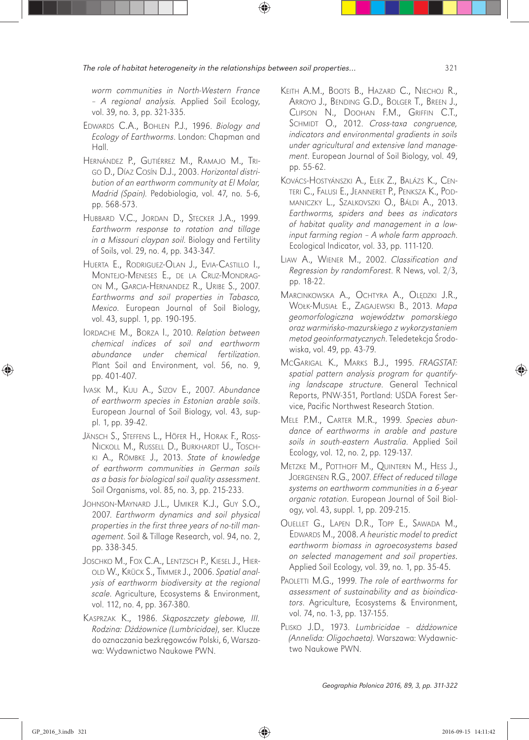worm communities in North-Western France – A regional analysis*. Applied Soil Ecology, vol. 39, no. 3, pp. 321-335.

Edwards C.A., Bohlen P.J., 1996. *Biology and Ecology of Earthworms*. London: Chapman and Hall.

Hernández P., Gutiérrez M., Ramajo M., Trigo D., Díaz Cosín D.J., 2003. *Horizontal distribution of an earthworm community at El Molar, Madrid (Spain)*. Pedobiologia, vol. 47, no. 5-6, pp. 568-573.

Hubbard V.C., Jordan D., Stecker J.A., 1999. *Earthworm response to rotation and tillage in a Missouri claypan soil*. Biology and Fertility of Soils, vol. 29, no. 4, pp. 343-347.

Huerta E., Rodriguez-Olan J., Evia-Castillo I., Montejo-Meneses E., de la Cruz-Mondragon M., Garcia-Hernandez R., Uribe S., 2007. *Earthworms and soil properties in Tabasco, Mexico*. European Journal of Soil Biology, vol. 43, suppl. 1, pp. 190-195.

Iordache M., Borza I., 2010. *Relation between chemical indices of soil and earthworm abundance under chemical fertilization*. Plant Soil and Environment, vol. 56, no. 9, pp. 401-407.

Ivask M., Kuu A., Sizov E., 2007. *Abundance of earthworm species in Estonian arable soils*. European Journal of Soil Biology, vol. 43, suppl. 1, pp. 39-42.

Jänsch S., Steffens L., Höfer H., Horak F., Ross-Nickoll M., Russell D., Burkhardt U., Toschki A., Römbke J., 2013. *State of knowledge of earthworm communities in German soils as a basis for biological soil quality assessment*. Soil Organisms, vol. 85, no. 3, pp. 215-233.

Johnson-Maynard J.L., Umiker K.J., Guy S.O., 2007. *Earthworm dynamics and soil physical properties in the first three years of no-till management*. Soil & Tillage Research, vol. 94, no. 2, pp. 338-345.

Joschko M., Fox C.A., Lentzsch P., Kiesel J., Hierold W., Krück S., Timmer J., 2006. *Spatial analysis of earthworm biodiversity at the regional scale*. Agriculture, Ecosystems & Environment, vol. 112, no. 4, pp. 367-380.

Kasprzak K., 1986. *Skąposzczety glebowe, III. Rodzina: Dżdżownice (Lumbricidae)*, ser. Klucze do oznaczania bezkręgowców Polski, 6, Warszawa: Wydawnictwo Naukowe PWN.

Keith A.M., Boots B., Hazard C., Niechoj R., Arroyo J., Bending G.D., Bolger T., Breen J., Clipson N., Doohan F.M., Griffin C.T., Schmidt O., 2012. *Cross-taxa congruence, indicators and environmental gradients in soils under agricultural and extensive land management*. European Journal of Soil Biology, vol. 49, pp. 55-62.

Kovács-Hostyánszki A., Elek Z., Balázs K., Centeri C., Falusi E., Jeanneret P., Penksza K., Podmaniczky L., Szalkovszki O., Báldi A., 2013. *Earthworms, spiders and bees as indicators of habitat quality and management in a low-input farming region – A whole farm approach*. Ecological Indicator, vol. 33, pp. 111-120.

Liaw A., Wiener M., 2002. *Classification and Regression by randomForest*. R News, vol. 2/3, pp. 18-22.

Marcinkowska A., Ochtyra A., Olędzki J.R., Wołk-Musiał E., Zagajewski B., 2013. *Mapa geomorfologiczna województw pomorskiego oraz warmińsko-mazurskiego z wykorzystaniem metod geoinformatycznych*. Teledetekcja Środowiska, vol. 49, pp. 43-79.

McGarigal K., Marks B.J., 1995. *FRAGSTAT: spatial pattern analysis program for quantifying landscape structure*. General Technical Reports, PNW-351, Portland: USDA Forest Service, Pacific Northwest Research Station.

Mele P.M., Carter M.R., 1999. *Species abundance of earthworms in arable and pasture soils in south-eastern Australia*. Applied Soil Ecology, vol. 12, no. 2, pp. 129-137.

Metzke M., Potthoff M., Quintern M., Hess J., Joergensen R.G., 2007. *Effect of reduced tillage systems on earthworm communities in a 6-year organic rotation*. European Journal of Soil Biology, vol. 43, suppl. 1, pp. 209-215.

Ouellet G., Lapen D.R., Topp E., Sawada M., Edwards M., 2008. *A heuristic model to predict earthworm biomass in agroecosystems based on selected management and soil properties*. Applied Soil Ecology, vol. 39, no. 1, pp. 35-45.

Paoletti M.G., 1999. *The role of earthworms for assessment of sustainability and as bioindicators*. Agriculture, Ecosystems & Environment, vol. 74, no. 1-3, pp. 137-155.

Plisko J.D., 1973. *Lumbricidae – dżdżownice (Annelida: Oligochaeta)*. Warszawa: Wydawnictwo Naukowe PWN.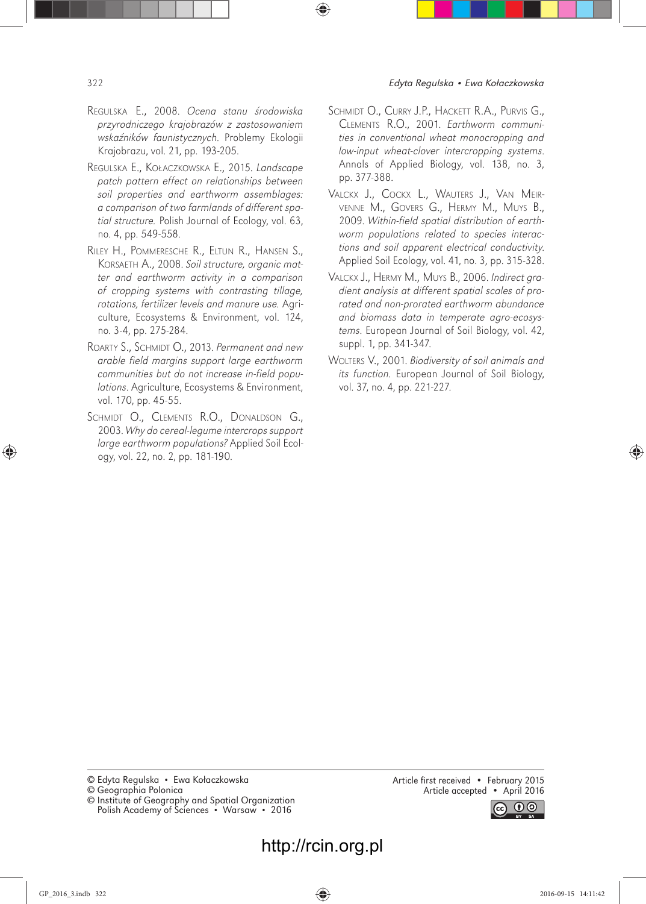Regulska E., 2008. *Ocena stanu środowiska przyrodniczego krajobrazów z zastosowaniem wskaźników faunistycznych*. Problemy Ekologii Krajobrazu, vol. 21, pp. 193-205.

Regulska E., Kołaczkowska E., 2015. *Landscape patch pattern effect on relationships between soil properties and earthworm assemblages: a comparison of two farmlands of different spatial structure*. Polish Journal of Ecology, vol. 63, no. 4, pp. 549-558.

Riley H., Pommeresche R., Eltun R., Hansen S., Korsaeth A., 2008. *Soil structure, organic matter and earthworm activity in a comparison of cropping systems with contrasting tillage, rotations, fertilizer levels and manure use*. Agriculture, Ecosystems & Environment, vol. 124, no. 3-4, pp. 275-284.

Roarty S., Schmidt O., 2013. *Permanent and new arable field margins support large earthworm communities but do not increase in-field populations*. Agriculture, Ecosystems & Environment, vol. 170, pp. 45-55.

Schmidt O., Clements R.O., Donaldson G., 2003. *Why do cereal-legume intercrops support large earthworm populations?* Applied Soil Ecology, vol. 22, no. 2, pp. 181-190.

Schmidt O., Curry J.P., Hackett R.A., Purvis G., Clements R.O., 2001. *Earthworm communities in conventional wheat monocropping and low-input wheat-clover intercropping systems*. Annals of Applied Biology, vol. 138, no. 3, pp. 377-388.

Valckx J., Cockx L., Wauters J., Van Meirvenne M., Govers G., Hermy M., Muys B., 2009. *Within-field spatial distribution of earthworm populations related to species interactions and soil apparent electrical conductivity*. Applied Soil Ecology, vol. 41, no. 3, pp. 315-328.

Valckx J., Hermy M., Muys B., 2006. *Indirect gradient analysis at different spatial scales of prorated and non-prorated earthworm abundance and biomass data in temperate agro-ecosystems*. European Journal of Soil Biology, vol. 42, suppl. 1, pp. 341-347.

Wolters V., 2001. *Biodiversity of soil animals and its function*. European Journal of Soil Biology, vol. 37, no. 4, pp. 221-227.

© Edyta Regulska • Ewa Kołaczkowska
© Geographia Polonica
© Institute of Geography and Spatial Organization
Polish Academy of Sciences • Warsaw • 2016

Article first received • February 2015
Article accepted • April 2016